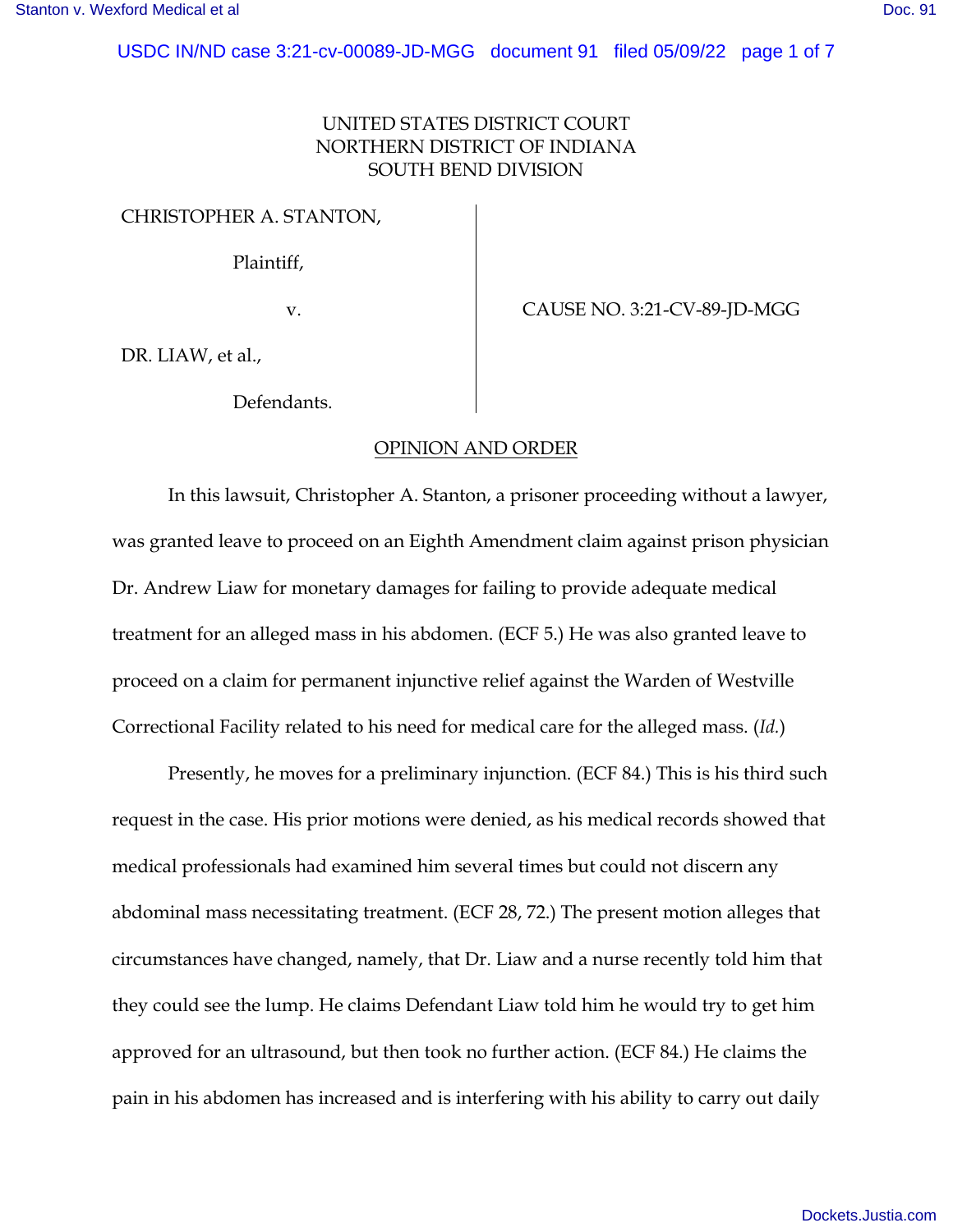UNITED STATES DISTRICT COURT
NORTHERN DISTRICT OF INDIANA
SOUTH BEND DIVISION

| | |
|---|---|
| CHRISTOPHER A. STANTON,<br><br>Plaintiff,<br><br>v.<br><br>DR. LIAW, et al.,<br><br>Defendants. | CAUSE NO. 3:21-CV-89-JD-MGG |

## OPINION AND ORDER

In this lawsuit, Christopher A. Stanton, a prisoner proceeding without a lawyer, was granted leave to proceed on an Eighth Amendment claim against prison physician Dr. Andrew Liaw for monetary damages for failing to provide adequate medical treatment for an alleged mass in his abdomen. (ECF 5.) He was also granted leave to proceed on a claim for permanent injunctive relief against the Warden of Westville Correctional Facility related to his need for medical care for the alleged mass. (*Id.*)

Presently, he moves for a preliminary injunction. (ECF 84.) This is his third such request in the case. His prior motions were denied, as his medical records showed that medical professionals had examined him several times but could not discern any abdominal mass necessitating treatment. (ECF 28, 72.) The present motion alleges that circumstances have changed, namely, that Dr. Liaw and a nurse recently told him that they could see the lump. He claims Defendant Liaw told him he would try to get him approved for an ultrasound, but then took no further action. (ECF 84.) He claims the pain in his abdomen has increased and is interfering with his ability to carry out daily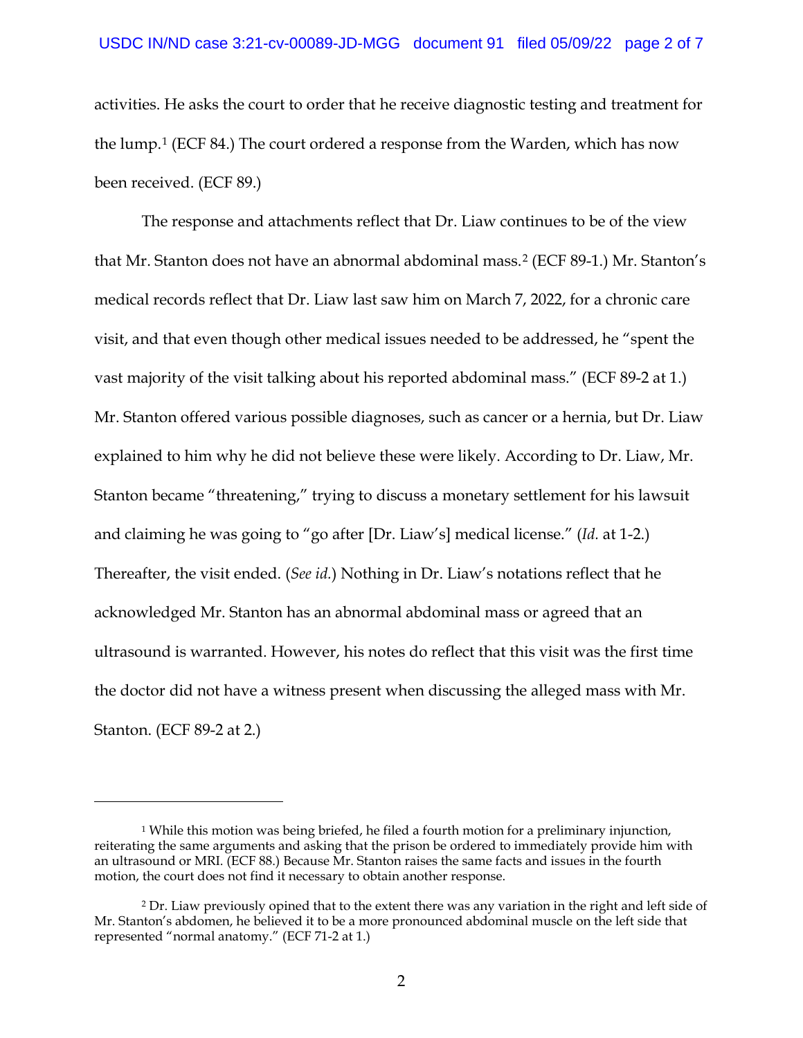activities. He asks the court to order that he receive diagnostic testing and treatment for the lump.[1] (ECF 84.) The court ordered a response from the Warden, which has now been received. (ECF 89.)

The response and attachments reflect that Dr. Liaw continues to be of the view that Mr. Stanton does not have an abnormal abdominal mass.[2] (ECF 89-1.) Mr. Stanton's medical records reflect that Dr. Liaw last saw him on March 7, 2022, for a chronic care visit, and that even though other medical issues needed to be addressed, he "spent the vast majority of the visit talking about his reported abdominal mass." (ECF 89-2 at 1.) Mr. Stanton offered various possible diagnoses, such as cancer or a hernia, but Dr. Liaw explained to him why he did not believe these were likely. According to Dr. Liaw, Mr. Stanton became "threatening," trying to discuss a monetary settlement for his lawsuit and claiming he was going to "go after [Dr. Liaw's] medical license." (*Id.* at 1-2.) Thereafter, the visit ended. (*See id.*) Nothing in Dr. Liaw's notations reflect that he acknowledged Mr. Stanton has an abnormal abdominal mass or agreed that an ultrasound is warranted. However, his notes do reflect that this visit was the first time the doctor did not have a witness present when discussing the alleged mass with Mr. Stanton. (ECF 89-2 at 2.)

---

[1] While this motion was being briefed, he filed a fourth motion for a preliminary injunction, reiterating the same arguments and asking that the prison be ordered to immediately provide him with an ultrasound or MRI. (ECF 88.) Because Mr. Stanton raises the same facts and issues in the fourth motion, the court does not find it necessary to obtain another response.

[2] Dr. Liaw previously opined that to the extent there was any variation in the right and left side of Mr. Stanton's abdomen, he believed it to be a more pronounced abdominal muscle on the left side that represented "normal anatomy." (ECF 71-2 at 1.)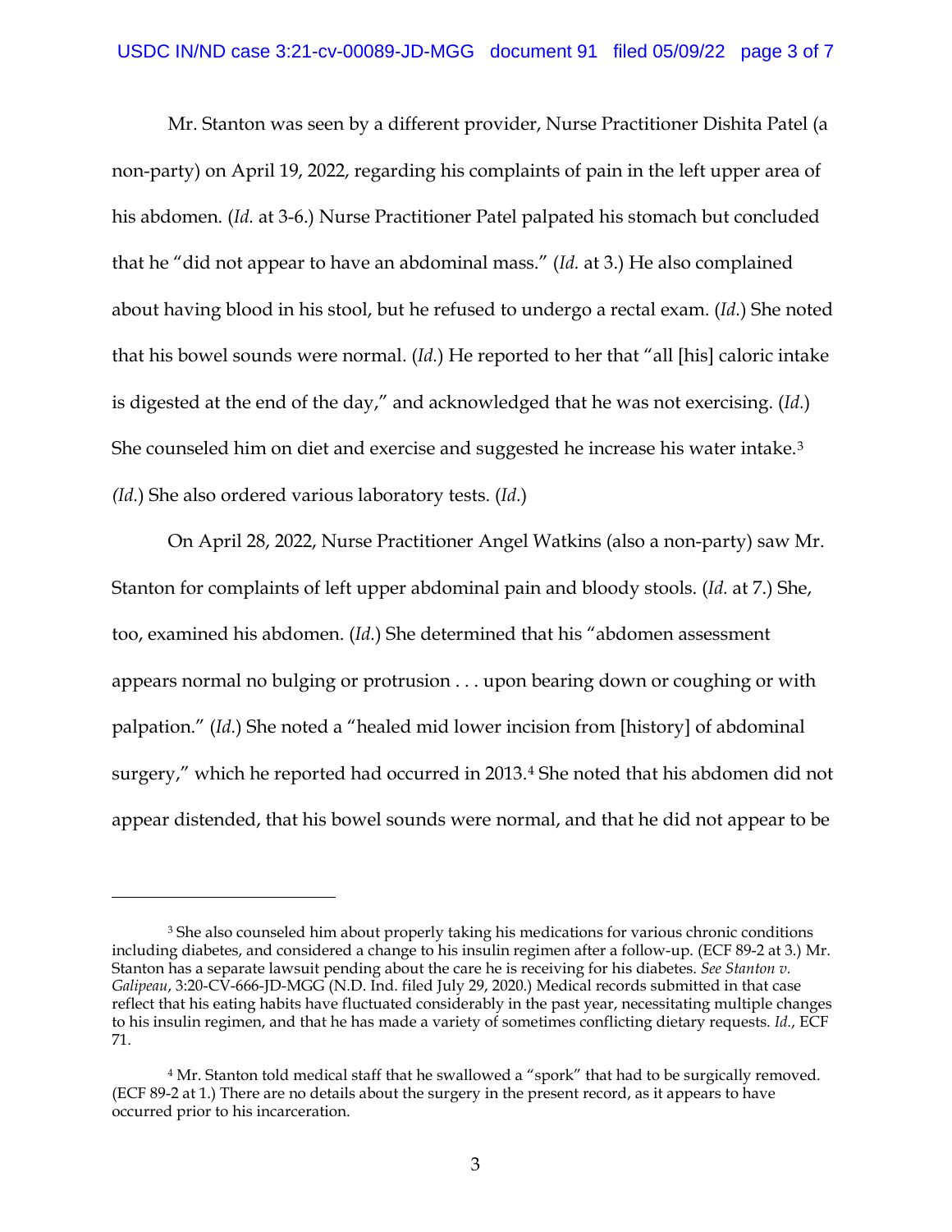Mr. Stanton was seen by a different provider, Nurse Practitioner Dishita Patel (a non-party) on April 19, 2022, regarding his complaints of pain in the left upper area of his abdomen. (*Id.* at 3-6.) Nurse Practitioner Patel palpated his stomach but concluded that he "did not appear to have an abdominal mass." (*Id.* at 3.) He also complained about having blood in his stool, but he refused to undergo a rectal exam. (*Id.*) She noted that his bowel sounds were normal. (*Id.*) He reported to her that "all [his] caloric intake is digested at the end of the day," and acknowledged that he was not exercising. (*Id.*) She counseled him on diet and exercise and suggested he increase his water intake.[3] (*Id.*) She also ordered various laboratory tests. (*Id.*)

On April 28, 2022, Nurse Practitioner Angel Watkins (also a non-party) saw Mr. Stanton for complaints of left upper abdominal pain and bloody stools. (*Id.* at 7.) She, too, examined his abdomen. (*Id.*) She determined that his "abdomen assessment appears normal no bulging or protrusion . . . upon bearing down or coughing or with palpation." (*Id.*) She noted a "healed mid lower incision from [history] of abdominal surgery," which he reported had occurred in 2013.[4] She noted that his abdomen did not appear distended, that his bowel sounds were normal, and that he did not appear to be

---

[3] She also counseled him about properly taking his medications for various chronic conditions including diabetes, and considered a change to his insulin regimen after a follow-up. (ECF 89-2 at 3.) Mr. Stanton has a separate lawsuit pending about the care he is receiving for his diabetes. *See Stanton v. Galipeau*, 3:20-CV-666-JD-MGG (N.D. Ind. filed July 29, 2020.) Medical records submitted in that case reflect that his eating habits have fluctuated considerably in the past year, necessitating multiple changes to his insulin regimen, and that he has made a variety of sometimes conflicting dietary requests. *Id.*, ECF 71.

[4] Mr. Stanton told medical staff that he swallowed a "spork" that had to be surgically removed. (ECF 89-2 at 1.) There are no details about the surgery in the present record, as it appears to have occurred prior to his incarceration.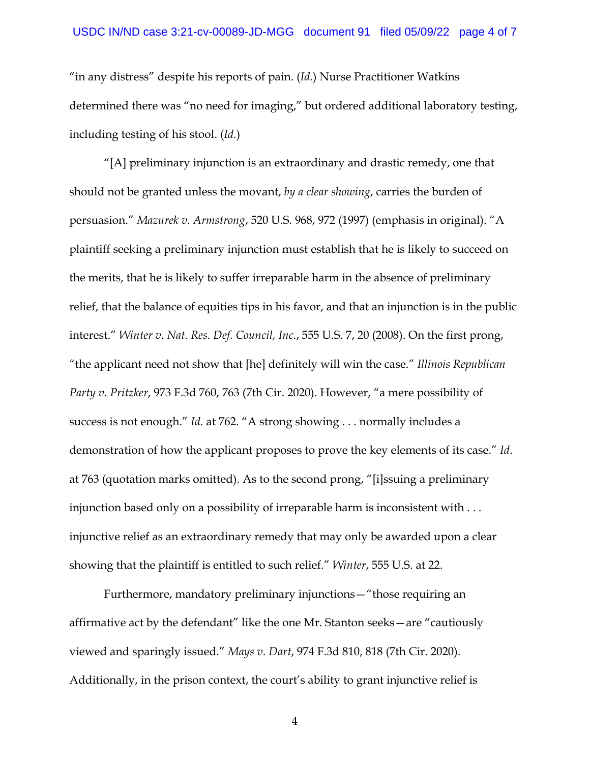"in any distress" despite his reports of pain. (*Id.*) Nurse Practitioner Watkins determined there was "no need for imaging," but ordered additional laboratory testing, including testing of his stool. (*Id.*)

"[A] preliminary injunction is an extraordinary and drastic remedy, one that should not be granted unless the movant, *by a clear showing*, carries the burden of persuasion." *Mazurek v. Armstrong*, 520 U.S. 968, 972 (1997) (emphasis in original). "A plaintiff seeking a preliminary injunction must establish that he is likely to succeed on the merits, that he is likely to suffer irreparable harm in the absence of preliminary relief, that the balance of equities tips in his favor, and that an injunction is in the public interest." *Winter v. Nat. Res. Def. Council, Inc.*, 555 U.S. 7, 20 (2008). On the first prong, "the applicant need not show that [he] definitely will win the case." *Illinois Republican Party v. Pritzker*, 973 F.3d 760, 763 (7th Cir. 2020). However, "a mere possibility of success is not enough." *Id.* at 762. "A strong showing . . . normally includes a demonstration of how the applicant proposes to prove the key elements of its case." *Id.* at 763 (quotation marks omitted). As to the second prong, "[i]ssuing a preliminary injunction based only on a possibility of irreparable harm is inconsistent with . . . injunctive relief as an extraordinary remedy that may only be awarded upon a clear showing that the plaintiff is entitled to such relief." *Winter*, 555 U.S. at 22.

Furthermore, mandatory preliminary injunctions—"those requiring an affirmative act by the defendant" like the one Mr. Stanton seeks—are "cautiously viewed and sparingly issued." *Mays v. Dart*, 974 F.3d 810, 818 (7th Cir. 2020). Additionally, in the prison context, the court's ability to grant injunctive relief is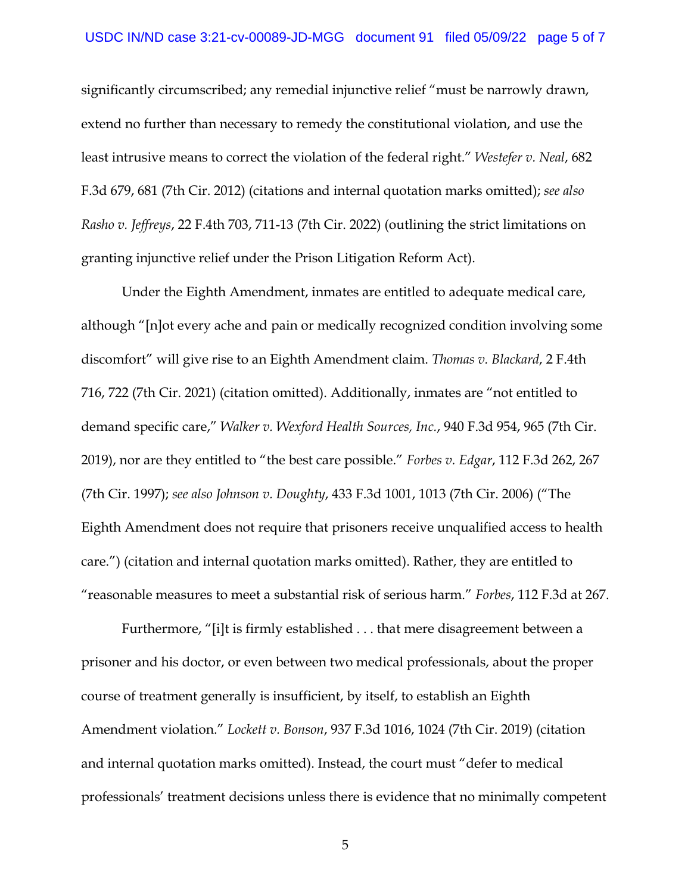significantly circumscribed; any remedial injunctive relief "must be narrowly drawn, extend no further than necessary to remedy the constitutional violation, and use the least intrusive means to correct the violation of the federal right." *Westefer v. Neal*, 682 F.3d 679, 681 (7th Cir. 2012) (citations and internal quotation marks omitted); *see also Rasho v. Jeffreys*, 22 F.4th 703, 711-13 (7th Cir. 2022) (outlining the strict limitations on granting injunctive relief under the Prison Litigation Reform Act).

Under the Eighth Amendment, inmates are entitled to adequate medical care, although "[n]ot every ache and pain or medically recognized condition involving some discomfort" will give rise to an Eighth Amendment claim. *Thomas v. Blackard*, 2 F.4th 716, 722 (7th Cir. 2021) (citation omitted). Additionally, inmates are "not entitled to demand specific care," *Walker v. Wexford Health Sources, Inc.*, 940 F.3d 954, 965 (7th Cir. 2019), nor are they entitled to "the best care possible." *Forbes v. Edgar*, 112 F.3d 262, 267 (7th Cir. 1997); *see also Johnson v. Doughty*, 433 F.3d 1001, 1013 (7th Cir. 2006) ("The Eighth Amendment does not require that prisoners receive unqualified access to health care.") (citation and internal quotation marks omitted). Rather, they are entitled to "reasonable measures to meet a substantial risk of serious harm." *Forbes*, 112 F.3d at 267.

Furthermore, "[i]t is firmly established . . . that mere disagreement between a prisoner and his doctor, or even between two medical professionals, about the proper course of treatment generally is insufficient, by itself, to establish an Eighth Amendment violation." *Lockett v. Bonson*, 937 F.3d 1016, 1024 (7th Cir. 2019) (citation and internal quotation marks omitted). Instead, the court must "defer to medical professionals' treatment decisions unless there is evidence that no minimally competent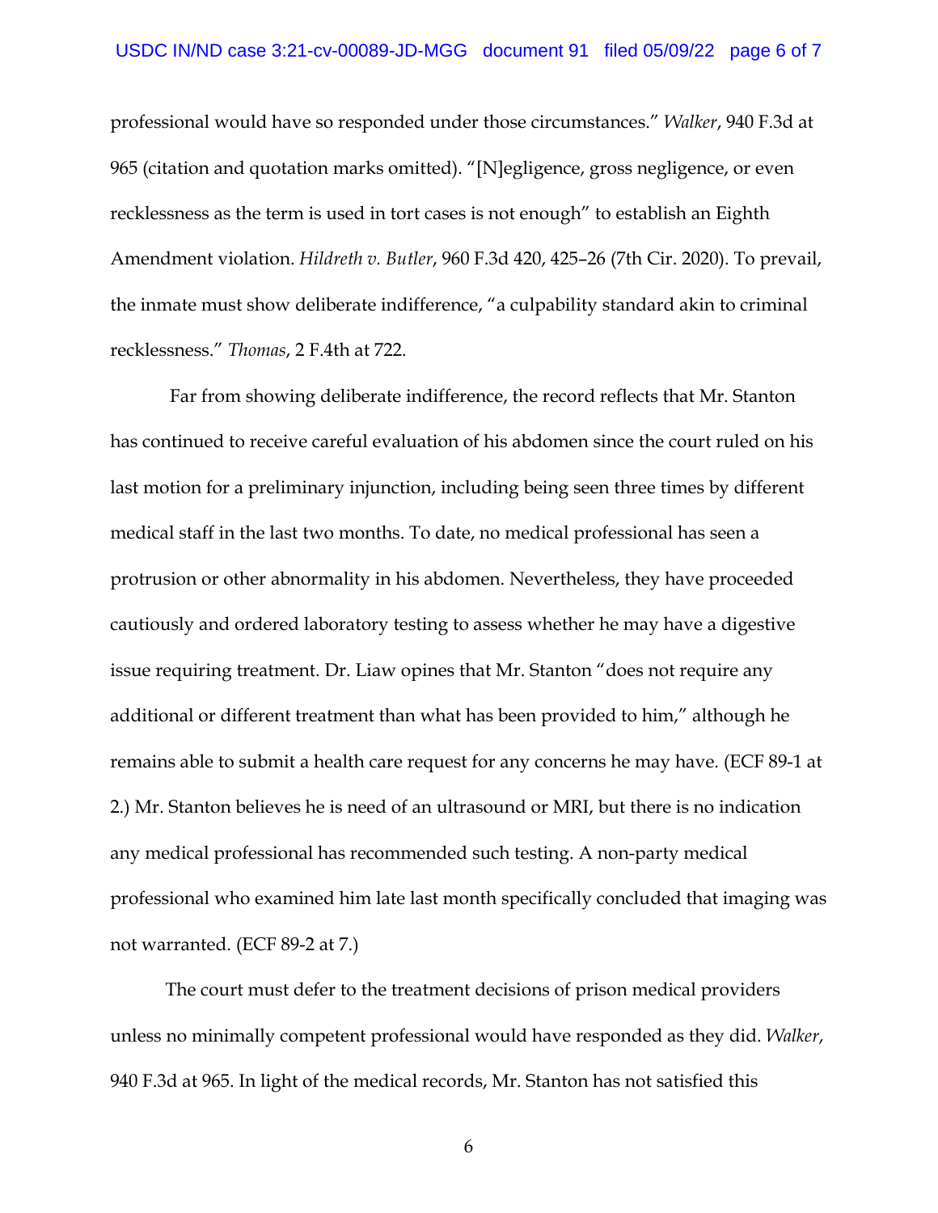professional would have so responded under those circumstances." *Walker*, 940 F.3d at 965 (citation and quotation marks omitted). "[N]egligence, gross negligence, or even recklessness as the term is used in tort cases is not enough" to establish an Eighth Amendment violation. *Hildreth v. Butler*, 960 F.3d 420, 425–26 (7th Cir. 2020). To prevail, the inmate must show deliberate indifference, "a culpability standard akin to criminal recklessness." *Thomas*, 2 F.4th at 722.

Far from showing deliberate indifference, the record reflects that Mr. Stanton has continued to receive careful evaluation of his abdomen since the court ruled on his last motion for a preliminary injunction, including being seen three times by different medical staff in the last two months. To date, no medical professional has seen a protrusion or other abnormality in his abdomen. Nevertheless, they have proceeded cautiously and ordered laboratory testing to assess whether he may have a digestive issue requiring treatment. Dr. Liaw opines that Mr. Stanton "does not require any additional or different treatment than what has been provided to him," although he remains able to submit a health care request for any concerns he may have. (ECF 89-1 at 2.) Mr. Stanton believes he is need of an ultrasound or MRI, but there is no indication any medical professional has recommended such testing. A non-party medical professional who examined him late last month specifically concluded that imaging was not warranted. (ECF 89-2 at 7.)

The court must defer to the treatment decisions of prison medical providers unless no minimally competent professional would have responded as they did. *Walker*, 940 F.3d at 965. In light of the medical records, Mr. Stanton has not satisfied this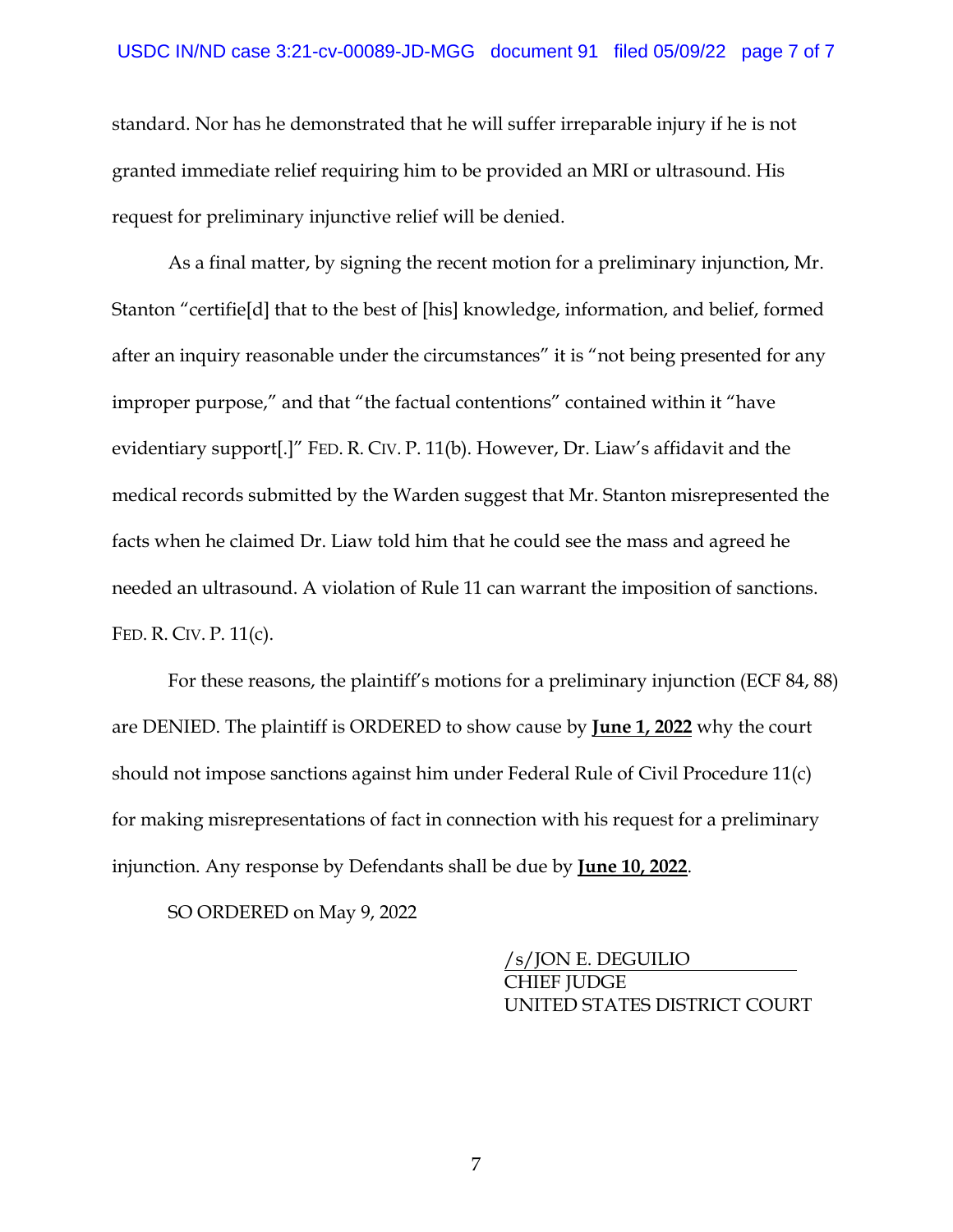standard. Nor has he demonstrated that he will suffer irreparable injury if he is not granted immediate relief requiring him to be provided an MRI or ultrasound. His request for preliminary injunctive relief will be denied.

As a final matter, by signing the recent motion for a preliminary injunction, Mr. Stanton "certifie[d] that to the best of [his] knowledge, information, and belief, formed after an inquiry reasonable under the circumstances" it is "not being presented for any improper purpose," and that "the factual contentions" contained within it "have evidentiary support[.]" FED. R. CIV. P. 11(b). However, Dr. Liaw's affidavit and the medical records submitted by the Warden suggest that Mr. Stanton misrepresented the facts when he claimed Dr. Liaw told him that he could see the mass and agreed he needed an ultrasound. A violation of Rule 11 can warrant the imposition of sanctions. FED. R. CIV. P. 11(c).

For these reasons, the plaintiff's motions for a preliminary injunction (ECF 84, 88) are DENIED. The plaintiff is ORDERED to show cause by **June 1, 2022** why the court should not impose sanctions against him under Federal Rule of Civil Procedure 11(c) for making misrepresentations of fact in connection with his request for a preliminary injunction. Any response by Defendants shall be due by **June 10, 2022**.

SO ORDERED on May 9, 2022

/s/JON E. DEGUILIO
CHIEF JUDGE
UNITED STATES DISTRICT COURT